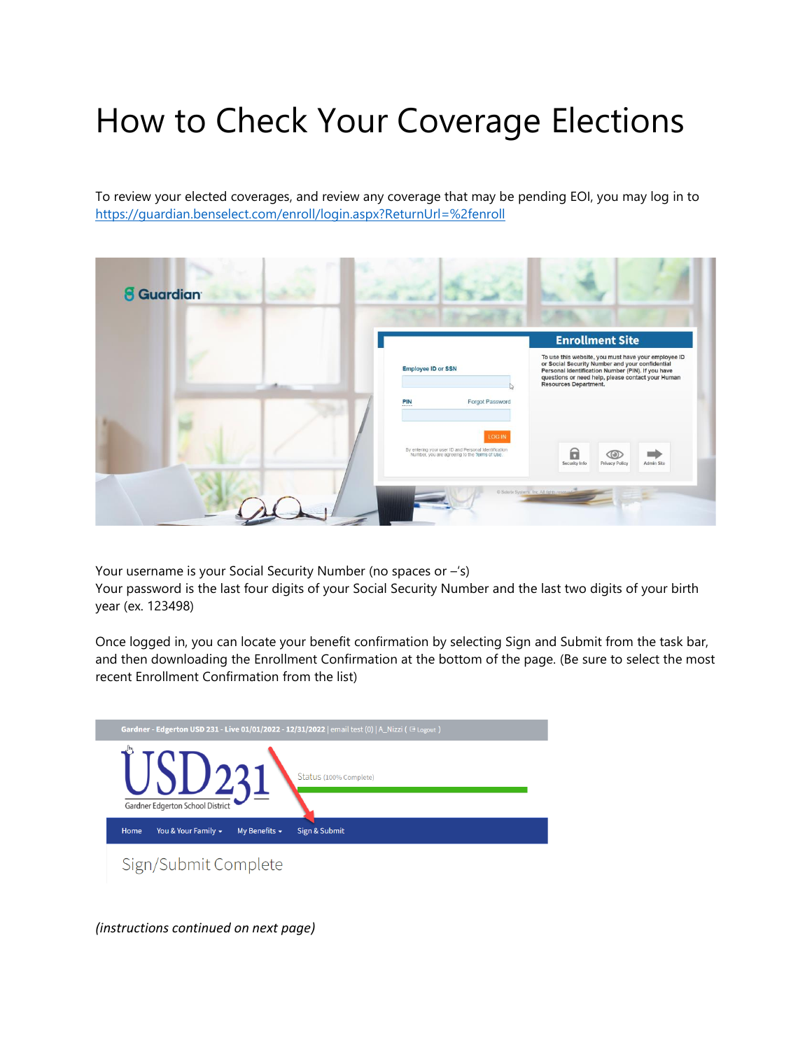# How to Check Your Coverage Elections

To review your elected coverages, and review any coverage that may be pending EOI, you may log in to [https://guardian.benselect.com/enroll/login.aspx?ReturnUrl=%2fenroll](https://guardian.benselect.com/enroll/login.aspx?ReturnUrl=%2fenroll)

Your username is your Social Security Number (no spaces or –'s)
Your password is the last four digits of your Social Security Number and the last two digits of your birth year (ex. 123498)

Once logged in, you can locate your benefit confirmation by selecting Sign and Submit from the task bar, and then downloading the Enrollment Confirmation at the bottom of the page. (Be sure to select the most recent Enrollment Confirmation from the list)

*(instructions continued on next page)*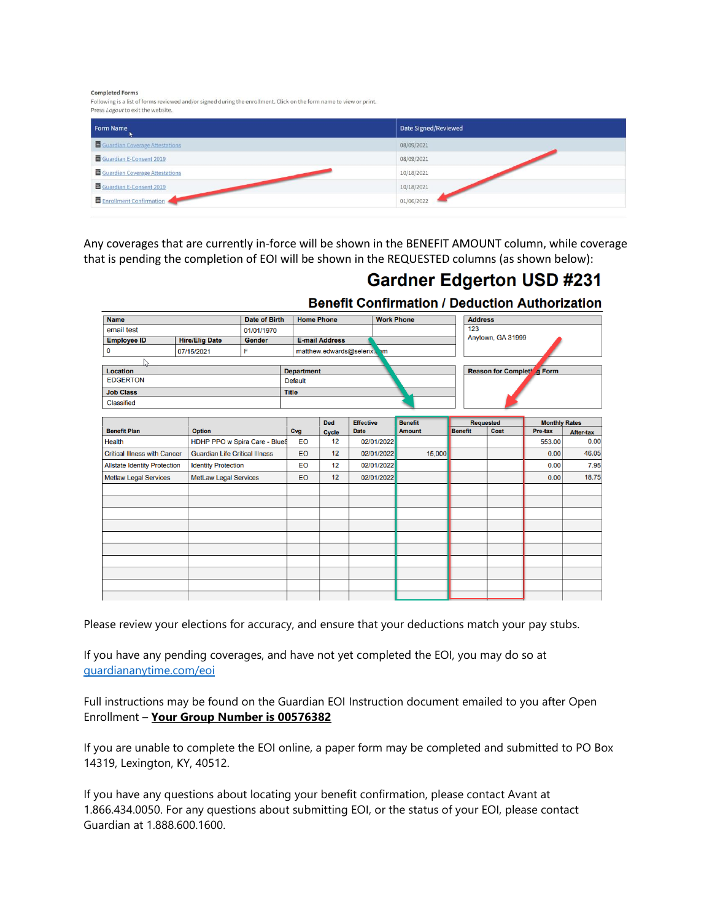**Completed Forms**

Following is a list of forms reviewed and/or signed during the enrollment. Click on the form name to view or print.
Press *Logout* to exit the website.

| Form Name | Date Signed/Reviewed |
|---|---|
| Guardian Coverage Attestations | 08/09/2021 |
| Guardian E-Consent 2019 | 08/09/2021 |
| Guardian Coverage Attestations | 10/18/2021 |
| Guardian E-Consent 2019 | 10/18/2021 |
| Enrollment Confirmation | 01/06/2022 |

Any coverages that are currently in-force will be shown in the BENEFIT AMOUNT column, while coverage that is pending the completion of EOI will be shown in the REQUESTED columns (as shown below):

# Gardner Edgerton USD #231

## Benefit Confirmation / Deduction Authorization

| Name | | Date of Birth | Home Phone | Work Phone | Address |
|---|---|---|---|---|---|
| email test | | 01/01/1970 | | | 123 Anytown, GA 31999 |
| **Employee ID** | **Hire/Elig Date** | **Gender** | **E-mail Address** | | |
| 0 | 07/15/2021 | F | matthew.edwards@selerix.com | | |

| Location | Department | Reason for Completing Form |
|---|---|---|
| EDGERTON | Default | |
| **Job Class** | **Title** | |
| Classified | | |

| Benefit Plan | Option | Cvg | Ded Cycle | Effective Date | Benefit Amount | Requested Benefit | Requested Cost | Monthly Rates Pre-tax | Monthly Rates After-tax |
|---|---|---|---|---|---|---|---|---|---|
| Health | HDHP PPO w Spira Care - BlueS | EO | 12 | 02/01/2022 | | | | 553.00 | 0.00 |
| Critical Illness with Cancer | Guardian Life Critical Illness | EO | 12 | 02/01/2022 | 15,000 | | | 0.00 | 46.05 |
| Allstate Identity Protection | Identity Protection | EO | 12 | 02/01/2022 | | | | 0.00 | 7.95 |
| Metlaw Legal Services | MetLaw Legal Services | EO | 12 | 02/01/2022 | | | | 0.00 | 18.75 |

Please review your elections for accuracy, and ensure that your deductions match your pay stubs.

If you have any pending coverages, and have not yet completed the EOI, you may do so at guardiananytime.com/eoi

Full instructions may be found on the Guardian EOI Instruction document emailed to you after Open Enrollment – **Your Group Number is 00576382**

If you are unable to complete the EOI online, a paper form may be completed and submitted to PO Box 14319, Lexington, KY, 40512.

If you have any questions about locating your benefit confirmation, please contact Avant at 1.866.434.0050. For any questions about submitting EOI, or the status of your EOI, please contact Guardian at 1.888.600.1600.